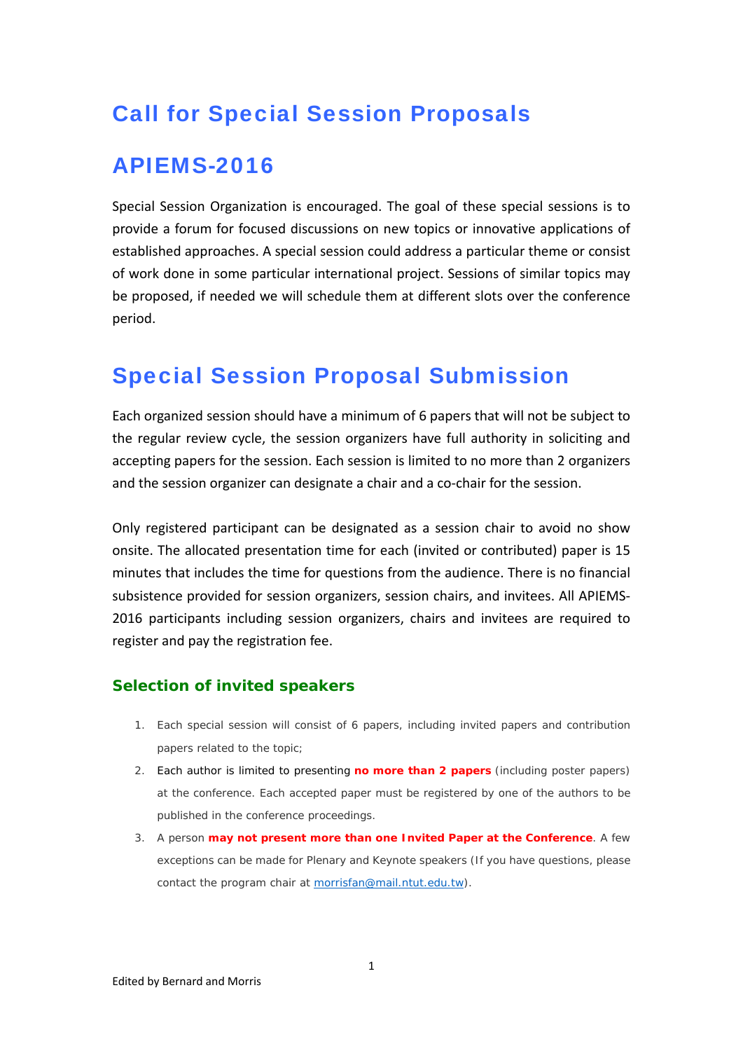# Call for Special Session Proposals

# APIEMS-2016

Special Session Organization is encouraged. The goal of these special sessions is to provide a forum for focused discussions on new topics or innovative applications of established approaches. A special session could address a particular theme or consist of work done in some particular international project. Sessions of similar topics may be proposed, if needed we will schedule them at different slots over the conference period.

# Special Session Proposal Submission

Each organized session should have a minimum of 6 papers that will not be subject to the regular review cycle, the session organizers have full authority in soliciting and accepting papers for the session. Each session is limited to no more than 2 organizers and the session organizer can designate a chair and a co-chair for the session.

Only registered participant can be designated as a session chair to avoid no show onsite. The allocated presentation time for each (invited or contributed) paper is 15 minutes that includes the time for questions from the audience. There is no financial subsistence provided for session organizers, session chairs, and invitees. All APIEMS-2016 participants including session organizers, chairs and invitees are required to register and pay the registration fee.

## Selection of invited speakers

1. Each special session will consist of 6 papers, including invited papers and contribution papers related to the topic;
2. Each author is limited to presenting **no more than 2 papers** (including poster papers) at the conference. Each accepted paper must be registered by one of the authors to be published in the conference proceedings.
3. A person **may not present more than one Invited Paper at the Conference**. A few exceptions can be made for Plenary and Keynote speakers (If you have questions, please contact the program chair at morrisfan@mail.ntut.edu.tw).

Edited by Bernard and Morris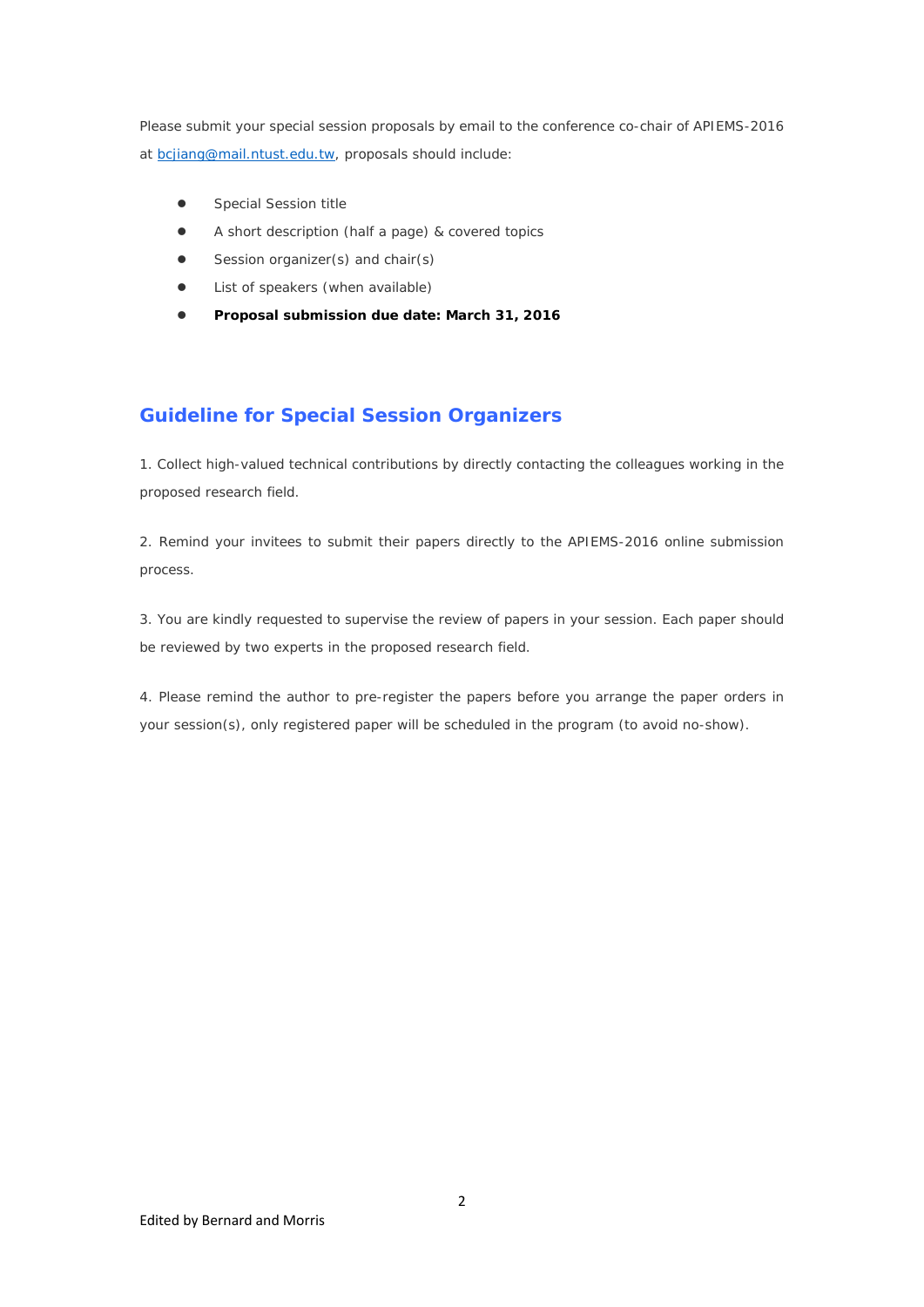Please submit your special session proposals by email to the conference co-chair of APIEMS-2016 at bcjiang@mail.ntust.edu.tw, proposals should include:

- Special Session title
- A short description (half a page) & covered topics
- Session organizer(s) and chair(s)
- List of speakers (when available)
- **Proposal submission due date: March 31, 2016**

## Guideline for Special Session Organizers

1. Collect high-valued technical contributions by directly contacting the colleagues working in the proposed research field.

2. Remind your invitees to submit their papers directly to the APIEMS-2016 online submission process.

3. You are kindly requested to supervise the review of papers in your session. Each paper should be reviewed by two experts in the proposed research field.

4. Please remind the author to pre-register the papers before you arrange the paper orders in your session(s), only registered paper will be scheduled in the program (to avoid no-show).

Edited by Bernard and Morris